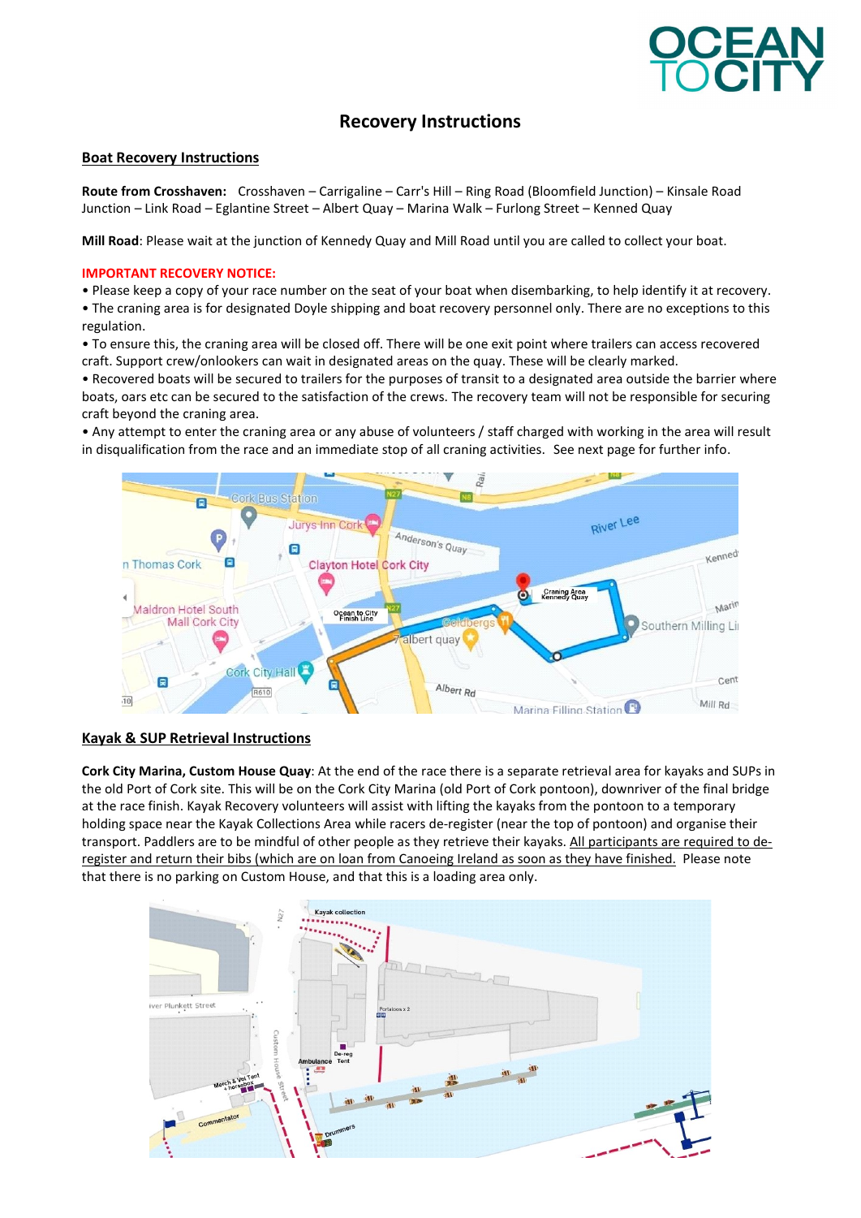# Recovery Instructions

## Boat Recovery Instructions

**Route from Crosshaven:** Crosshaven – Carrigaline – Carr's Hill – Ring Road (Bloomfield Junction) – Kinsale Road Junction – Link Road – Eglantine Street – Albert Quay – Marina Walk – Furlong Street – Kenned Quay

**Mill Road**: Please wait at the junction of Kennedy Quay and Mill Road until you are called to collect your boat.

**IMPORTANT RECOVERY NOTICE:**

- Please keep a copy of your race number on the seat of your boat when disembarking, to help identify it at recovery.
- The craning area is for designated Doyle shipping and boat recovery personnel only. There are no exceptions to this regulation.
- To ensure this, the craning area will be closed off. There will be one exit point where trailers can access recovered craft. Support crew/onlookers can wait in designated areas on the quay. These will be clearly marked.
- Recovered boats will be secured to trailers for the purposes of transit to a designated area outside the barrier where boats, oars etc can be secured to the satisfaction of the crews. The recovery team will not be responsible for securing craft beyond the craning area.
- Any attempt to enter the craning area or any abuse of volunteers / staff charged with working in the area will result in disqualification from the race and an immediate stop of all craning activities. See next page for further info.

## Kayak & SUP Retrieval Instructions

**Cork City Marina, Custom House Quay**: At the end of the race there is a separate retrieval area for kayaks and SUPs in the old Port of Cork site. This will be on the Cork City Marina (old Port of Cork pontoon), downriver of the final bridge at the race finish. Kayak Recovery volunteers will assist with lifting the kayaks from the pontoon to a temporary holding space near the Kayak Collections Area while racers de-register (near the top of pontoon) and organise their transport. Paddlers are to be mindful of other people as they retrieve their kayaks. <u>All participants are required to de-register and return their bibs (which are on loan from Canoeing Ireland as soon as they have finished.</u> Please note that there is no parking on Custom House, and that this is a loading area only.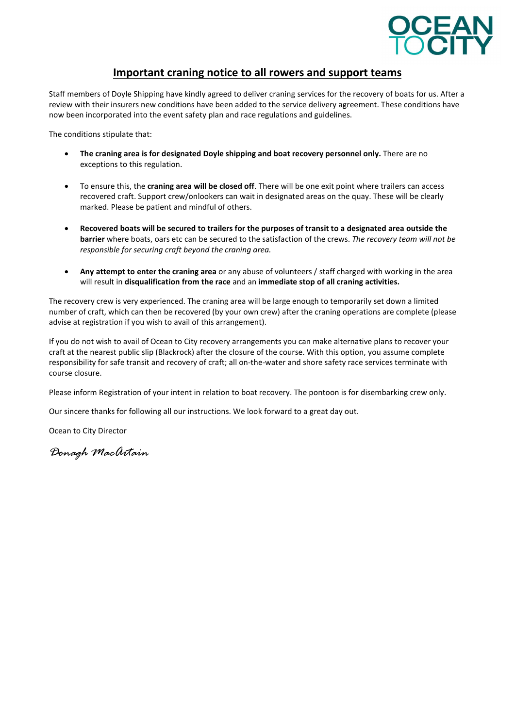OCEAN TO CITY

## Important craning notice to all rowers and support teams

Staff members of Doyle Shipping have kindly agreed to deliver craning services for the recovery of boats for us. After a review with their insurers new conditions have been added to the service delivery agreement. These conditions have now been incorporated into the event safety plan and race regulations and guidelines.

The conditions stipulate that:

- **The craning area is for designated Doyle shipping and boat recovery personnel only.** There are no exceptions to this regulation.
- To ensure this, the **craning area will be closed off**. There will be one exit point where trailers can access recovered craft. Support crew/onlookers can wait in designated areas on the quay. These will be clearly marked. Please be patient and mindful of others.
- **Recovered boats will be secured to trailers for the purposes of transit to a designated area outside the barrier** where boats, oars etc can be secured to the satisfaction of the crews. *The recovery team will not be responsible for securing craft beyond the craning area.*
- **Any attempt to enter the craning area** or any abuse of volunteers / staff charged with working in the area will result in **disqualification from the race** and an **immediate stop of all craning activities.**

The recovery crew is very experienced. The craning area will be large enough to temporarily set down a limited number of craft, which can then be recovered (by your own crew) after the craning operations are complete (please advise at registration if you wish to avail of this arrangement).

If you do not wish to avail of Ocean to City recovery arrangements you can make alternative plans to recover your craft at the nearest public slip (Blackrock) after the closure of the course. With this option, you assume complete responsibility for safe transit and recovery of craft; all on-the-water and shore safety race services terminate with course closure.

Please inform Registration of your intent in relation to boat recovery. The pontoon is for disembarking crew only.

Our sincere thanks for following all our instructions. We look forward to a great day out.

Ocean to City Director

*Donagh MacArtain*